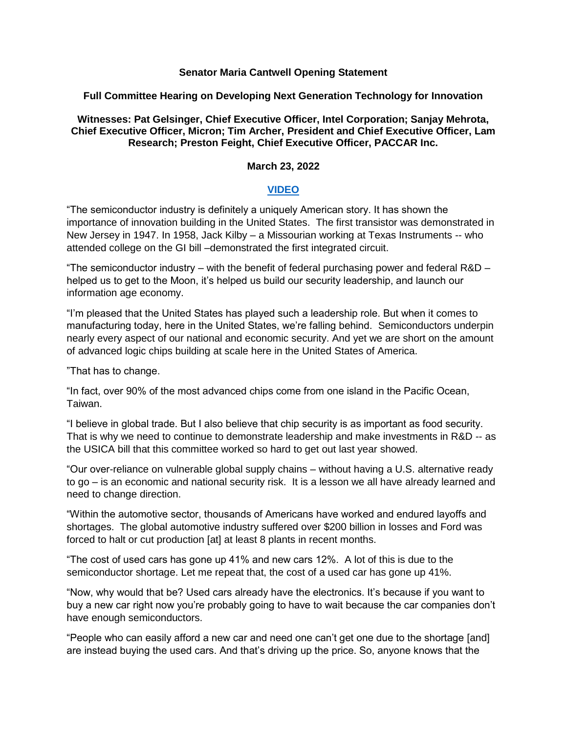**Senator Maria Cantwell Opening Statement**

**Full Committee Hearing on Developing Next Generation Technology for Innovation**

**Witnesses: Pat Gelsinger, Chief Executive Officer, Intel Corporation; Sanjay Mehrota, Chief Executive Officer, Micron; Tim Archer, President and Chief Executive Officer, Lam Research; Preston Feight, Chief Executive Officer, PACCAR Inc.**

**March 23, 2022**

**VIDEO**

"The semiconductor industry is definitely a uniquely American story. It has shown the importance of innovation building in the United States. The first transistor was demonstrated in New Jersey in 1947. In 1958, Jack Kilby – a Missourian working at Texas Instruments -- who attended college on the GI bill –demonstrated the first integrated circuit.

"The semiconductor industry – with the benefit of federal purchasing power and federal R&D – helped us to get to the Moon, it's helped us build our security leadership, and launch our information age economy.

"I'm pleased that the United States has played such a leadership role. But when it comes to manufacturing today, here in the United States, we're falling behind. Semiconductors underpin nearly every aspect of our national and economic security. And yet we are short on the amount of advanced logic chips building at scale here in the United States of America.

"That has to change.

"In fact, over 90% of the most advanced chips come from one island in the Pacific Ocean, Taiwan.

"I believe in global trade. But I also believe that chip security is as important as food security. That is why we need to continue to demonstrate leadership and make investments in R&D -- as the USICA bill that this committee worked so hard to get out last year showed.

"Our over-reliance on vulnerable global supply chains – without having a U.S. alternative ready to go – is an economic and national security risk. It is a lesson we all have already learned and need to change direction.

"Within the automotive sector, thousands of Americans have worked and endured layoffs and shortages. The global automotive industry suffered over $200 billion in losses and Ford was forced to halt or cut production [at] at least 8 plants in recent months.

"The cost of used cars has gone up 41% and new cars 12%. A lot of this is due to the semiconductor shortage. Let me repeat that, the cost of a used car has gone up 41%.

"Now, why would that be? Used cars already have the electronics. It's because if you want to buy a new car right now you're probably going to have to wait because the car companies don't have enough semiconductors.

"People who can easily afford a new car and need one can't get one due to the shortage [and] are instead buying the used cars. And that's driving up the price. So, anyone knows that the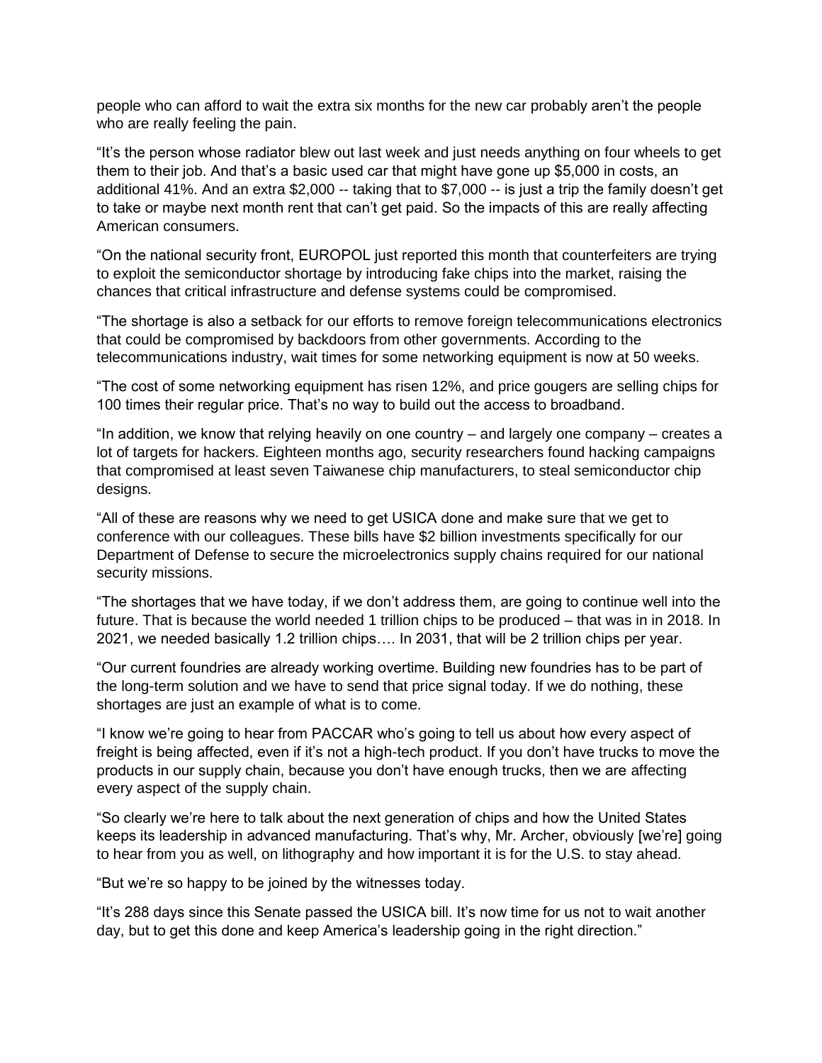people who can afford to wait the extra six months for the new car probably aren't the people who are really feeling the pain.

"It's the person whose radiator blew out last week and just needs anything on four wheels to get them to their job. And that's a basic used car that might have gone up $5,000 in costs, an additional 41%. And an extra $2,000 -- taking that to $7,000 -- is just a trip the family doesn't get to take or maybe next month rent that can't get paid. So the impacts of this are really affecting American consumers.

"On the national security front, EUROPOL just reported this month that counterfeiters are trying to exploit the semiconductor shortage by introducing fake chips into the market, raising the chances that critical infrastructure and defense systems could be compromised.

"The shortage is also a setback for our efforts to remove foreign telecommunications electronics that could be compromised by backdoors from other governments. According to the telecommunications industry, wait times for some networking equipment is now at 50 weeks.

"The cost of some networking equipment has risen 12%, and price gougers are selling chips for 100 times their regular price. That's no way to build out the access to broadband.

"In addition, we know that relying heavily on one country – and largely one company – creates a lot of targets for hackers. Eighteen months ago, security researchers found hacking campaigns that compromised at least seven Taiwanese chip manufacturers, to steal semiconductor chip designs.

"All of these are reasons why we need to get USICA done and make sure that we get to conference with our colleagues. These bills have $2 billion investments specifically for our Department of Defense to secure the microelectronics supply chains required for our national security missions.

"The shortages that we have today, if we don't address them, are going to continue well into the future. That is because the world needed 1 trillion chips to be produced – that was in in 2018. In 2021, we needed basically 1.2 trillion chips…. In 2031, that will be 2 trillion chips per year.

"Our current foundries are already working overtime. Building new foundries has to be part of the long-term solution and we have to send that price signal today. If we do nothing, these shortages are just an example of what is to come.

"I know we're going to hear from PACCAR who's going to tell us about how every aspect of freight is being affected, even if it's not a high-tech product. If you don't have trucks to move the products in our supply chain, because you don't have enough trucks, then we are affecting every aspect of the supply chain.

"So clearly we're here to talk about the next generation of chips and how the United States keeps its leadership in advanced manufacturing. That's why, Mr. Archer, obviously [we're] going to hear from you as well, on lithography and how important it is for the U.S. to stay ahead.

"But we're so happy to be joined by the witnesses today.

"It's 288 days since this Senate passed the USICA bill. It's now time for us not to wait another day, but to get this done and keep America's leadership going in the right direction."